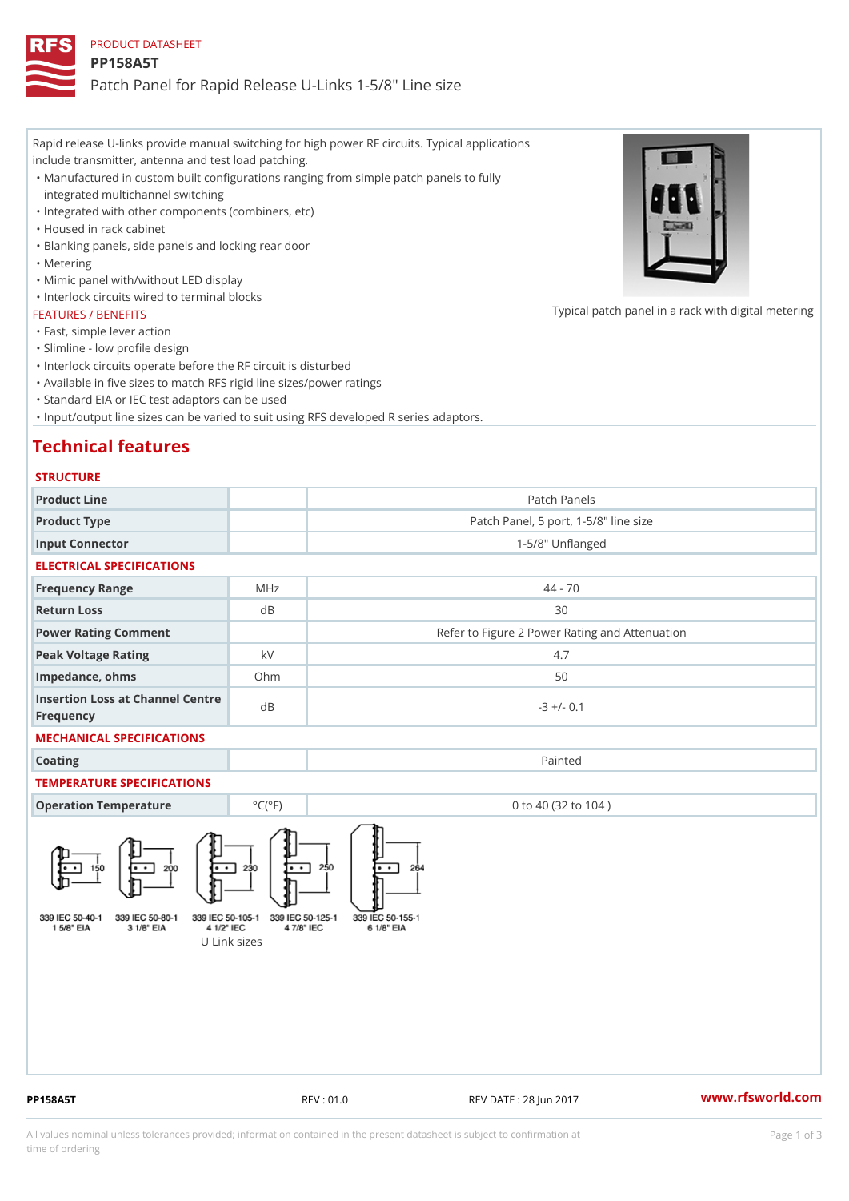PRODUCT DATASHEET

# PP158A5T

Patch Panel for Rapid Release U-Links 1-5/8" Line size

Rapid release U-links provide manual switching for high power RF circuits. Typical applications include transmitter, antenna and test load patching.

- Manufactured in custom built configurations ranging from simple patch panels to fully integrated multichannel switching
- Integrated with other components (combiners, etc)
- Housed in rack cabinet
- Blanking panels, side panels and locking rear door
- Metering
- Mimic panel with/without LED display
- Interlock circuits wired to terminal blocks

Typical patch panel in a rack with digital metering

FEATURES / BENEFITS

- Fast, simple lever action
- Slimline - low profile design
- Interlock circuits operate before the RF circuit is disturbed
- Available in five sizes to match RFS rigid line sizes/power ratings
- Standard EIA or IEC test adaptors can be used
- Input/output line sizes can be varied to suit using RFS developed R series adaptors.

## Technical features

### STRUCTURE

| | | |
|---|---|---|
| Product Line | | Patch Panels |
| Product Type | | Patch Panel, 5 port, 1-5/8" line size |
| Input Connector | | 1-5/8" Unflanged |

### ELECTRICAL SPECIFICATIONS

| | | |
|---|---|---|
| Frequency Range | MHz | 44 - 70 |
| Return Loss | dB | 30 |
| Power Rating Comment | | Refer to Figure 2 Power Rating and Attenuation |
| Peak Voltage Rating | kV | 4.7 |
| Impedance, ohms | Ohm | 50 |
| Insertion Loss at Channel Centre Frequency | dB | -3 +/- 0.1 |

### MECHANICAL SPECIFICATIONS

| | | |
|---|---|---|
| Coating | | Painted |

### TEMPERATURE SPECIFICATIONS

| | | |
|---|---|---|
| Operation Temperature | °C(°F) | 0 to 40 (32 to 104 ) |

150 — 339 IEC 50-40-1 1 5/8" EIA
200 — 339 IEC 50-80-1 3 1/8" EIA
230 — 339 IEC 50-105-1 4 1/2" IEC
250 — 339 IEC 50-125-1 4 7/8" IEC
264 — 339 IEC 50-155-1 6 1/8" EIA

U Link sizes

PP158A5T REV : 01.0 REV DATE : 28 Jun 2017 www.rfsworld.com

All values nominal unless tolerances provided; information contained in the present datasheet is subject to confirmation at time of ordering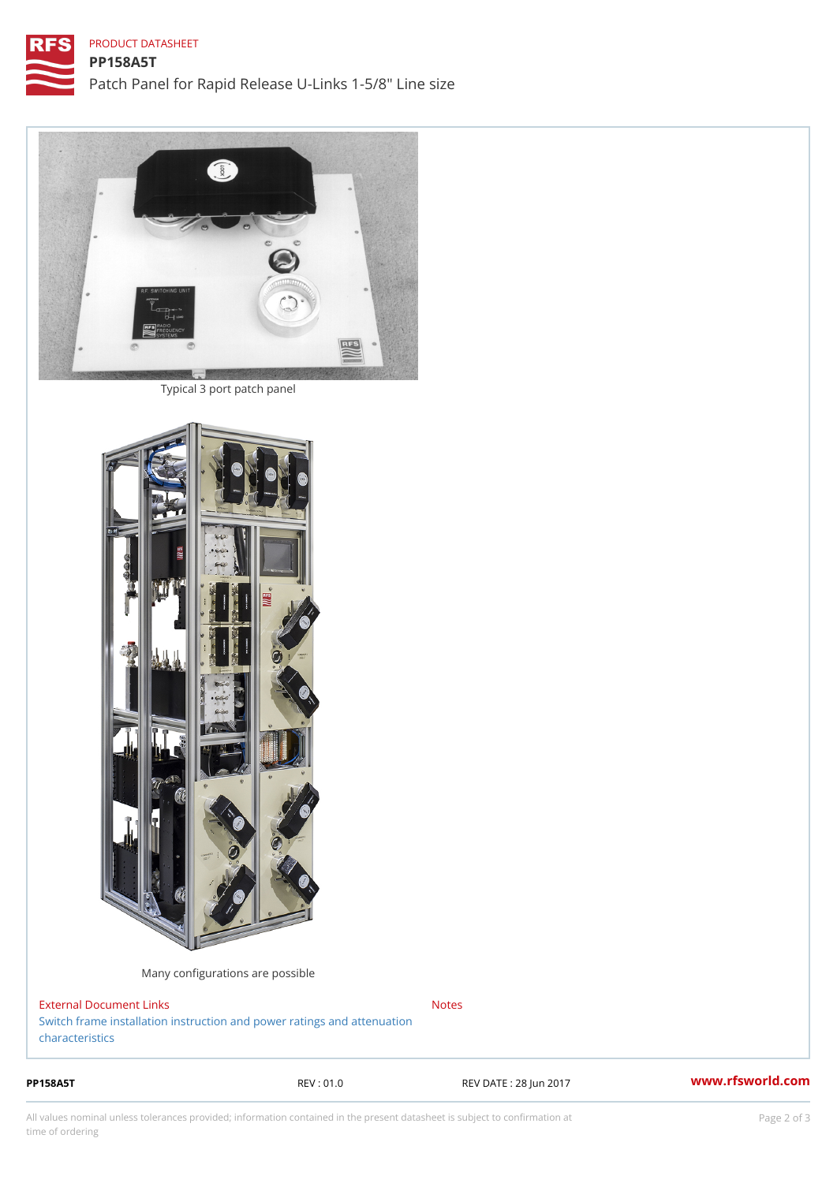Typical 3 port patch panel

Many configurations are possible

External Document Links

Switch frame installation instruction and power ratings and attenuation characteristics

Notes